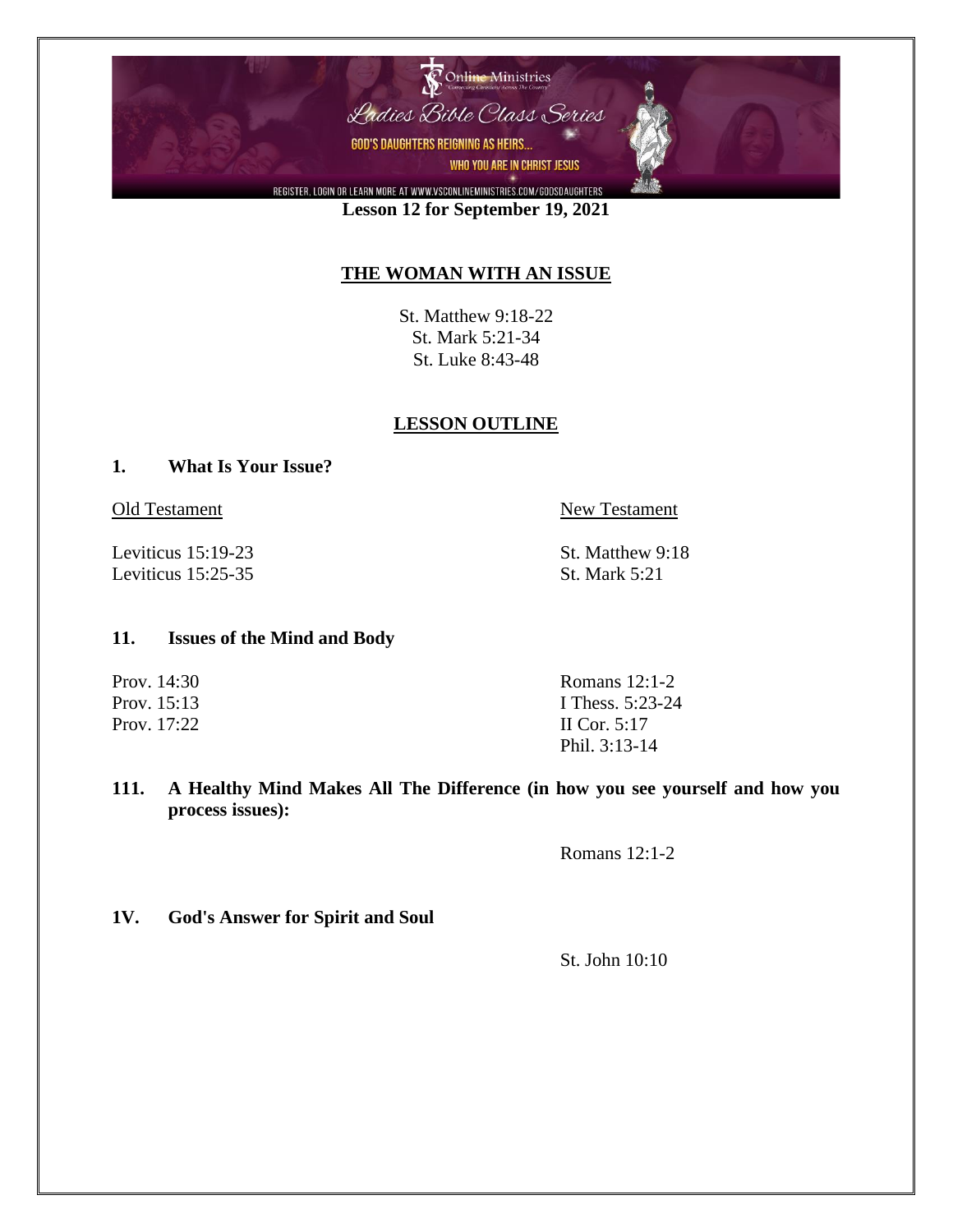Online Ministries

Ladies Bible Class Series

GOD'S DAUGHTERS REIGNING AS HEIRS... WHO YOU ARE IN CHRIST JESUS

REGISTER, LOGIN OR LEARN MORE AT WWW.VSCONLINEMINISTRIES.COM/GODSDAUGHTERS

**Lesson 12 for September 19, 2021**

## THE WOMAN WITH AN ISSUE

St. Matthew 9:18-22
St. Mark 5:21-34
St. Luke 8:43-48

## LESSON OUTLINE

### 1. What Is Your Issue?

| Old Testament | New Testament |
|---|---|
| Leviticus 15:19-23 | St. Matthew 9:18 |
| Leviticus 15:25-35 | St. Mark 5:21 |

### 11. Issues of the Mind and Body

| | |
|---|---|
| Prov. 14:30 | Romans 12:1-2 |
| Prov. 15:13 | I Thess. 5:23-24 |
| Prov. 17:22 | II Cor. 5:17 |
| | Phil. 3:13-14 |

### 111. A Healthy Mind Makes All The Difference (in how you see yourself and how you process issues):

Romans 12:1-2

### 1V. God's Answer for Spirit and Soul

St. John 10:10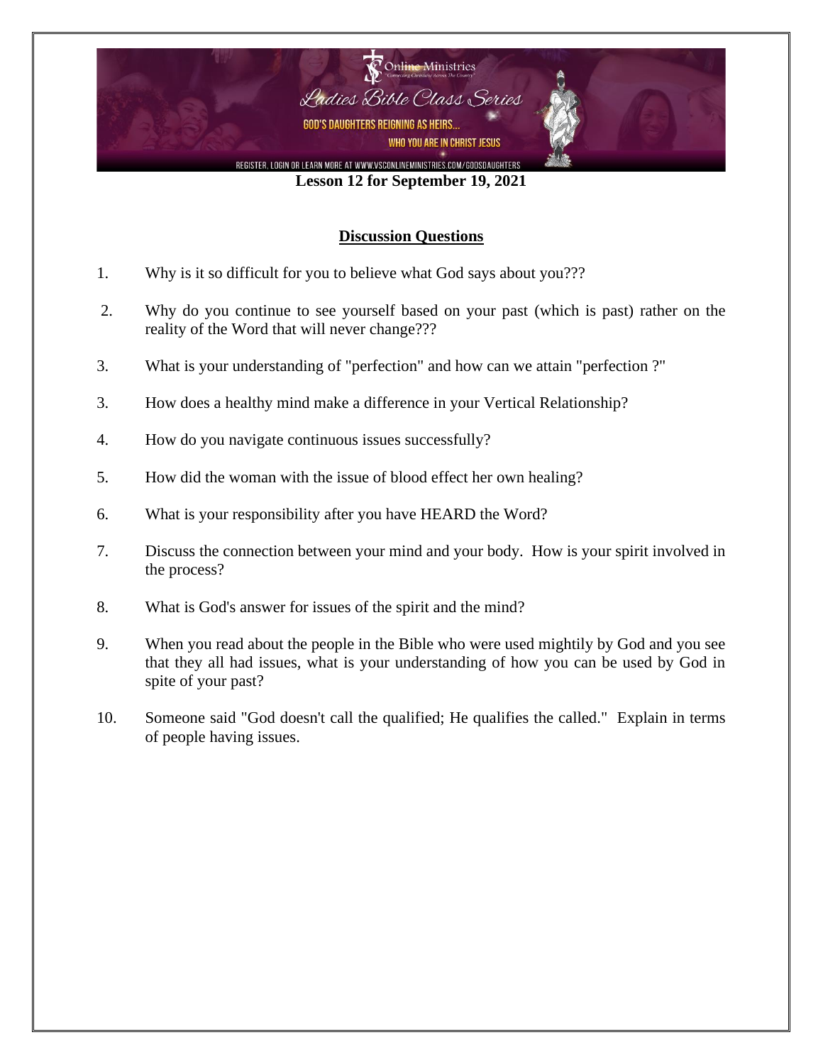Lesson 12 for September 19, 2021

## Discussion Questions

1. Why is it so difficult for you to believe what God says about you???

2. Why do you continue to see yourself based on your past (which is past) rather on the reality of the Word that will never change???

3. What is your understanding of "perfection" and how can we attain "perfection ?"

3. How does a healthy mind make a difference in your Vertical Relationship?

4. How do you navigate continuous issues successfully?

5. How did the woman with the issue of blood effect her own healing?

6. What is your responsibility after you have HEARD the Word?

7. Discuss the connection between your mind and your body. How is your spirit involved in the process?

8. What is God's answer for issues of the spirit and the mind?

9. When you read about the people in the Bible who were used mightily by God and you see that they all had issues, what is your understanding of how you can be used by God in spite of your past?

10. Someone said "God doesn't call the qualified; He qualifies the called." Explain in terms of people having issues.